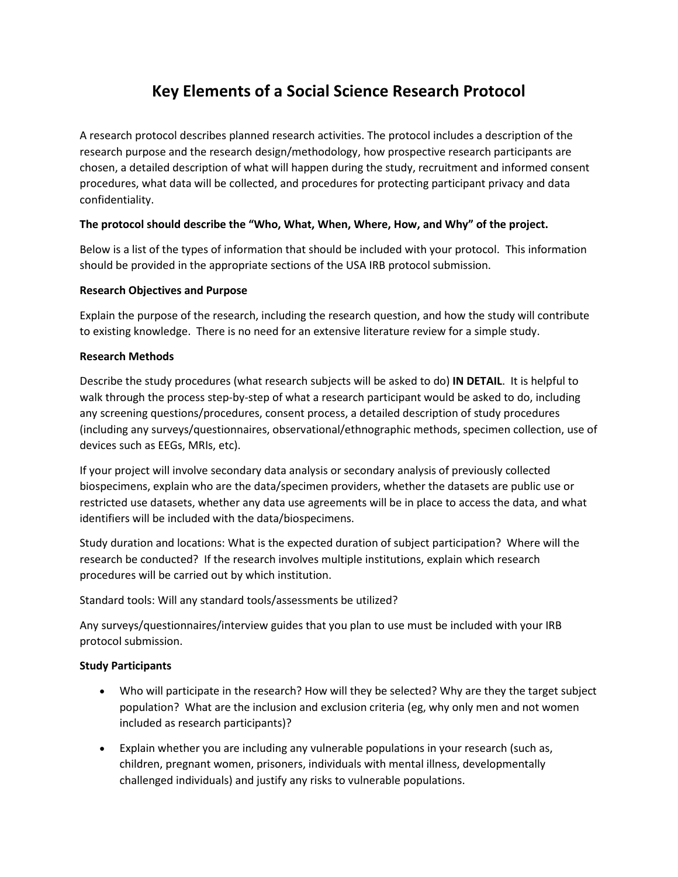# Key Elements of a Social Science Research Protocol

A research protocol describes planned research activities. The protocol includes a description of the research purpose and the research design/methodology, how prospective research participants are chosen, a detailed description of what will happen during the study, recruitment and informed consent procedures, what data will be collected, and procedures for protecting participant privacy and data confidentiality.

**The protocol should describe the "Who, What, When, Where, How, and Why" of the project.**

Below is a list of the types of information that should be included with your protocol. This information should be provided in the appropriate sections of the USA IRB protocol submission.

**Research Objectives and Purpose**

Explain the purpose of the research, including the research question, and how the study will contribute to existing knowledge. There is no need for an extensive literature review for a simple study.

**Research Methods**

Describe the study procedures (what research subjects will be asked to do) **IN DETAIL**. It is helpful to walk through the process step-by-step of what a research participant would be asked to do, including any screening questions/procedures, consent process, a detailed description of study procedures (including any surveys/questionnaires, observational/ethnographic methods, specimen collection, use of devices such as EEGs, MRIs, etc).

If your project will involve secondary data analysis or secondary analysis of previously collected biospecimens, explain who are the data/specimen providers, whether the datasets are public use or restricted use datasets, whether any data use agreements will be in place to access the data, and what identifiers will be included with the data/biospecimens.

Study duration and locations: What is the expected duration of subject participation? Where will the research be conducted? If the research involves multiple institutions, explain which research procedures will be carried out by which institution.

Standard tools: Will any standard tools/assessments be utilized?

Any surveys/questionnaires/interview guides that you plan to use must be included with your IRB protocol submission.

**Study Participants**

- Who will participate in the research? How will they be selected? Why are they the target subject population? What are the inclusion and exclusion criteria (eg, why only men and not women included as research participants)?
- Explain whether you are including any vulnerable populations in your research (such as, children, pregnant women, prisoners, individuals with mental illness, developmentally challenged individuals) and justify any risks to vulnerable populations.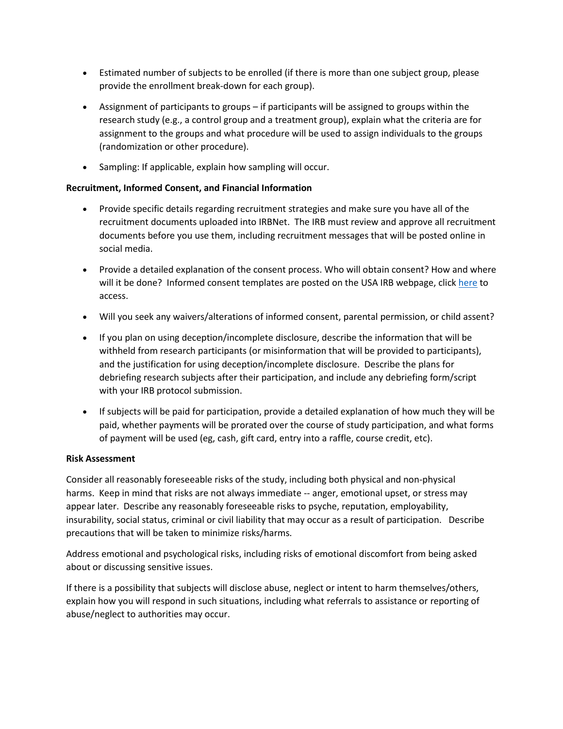- Estimated number of subjects to be enrolled (if there is more than one subject group, please provide the enrollment break-down for each group).
- Assignment of participants to groups – if participants will be assigned to groups within the research study (e.g., a control group and a treatment group), explain what the criteria are for assignment to the groups and what procedure will be used to assign individuals to the groups (randomization or other procedure).
- Sampling: If applicable, explain how sampling will occur.

**Recruitment, Informed Consent, and Financial Information**

- Provide specific details regarding recruitment strategies and make sure you have all of the recruitment documents uploaded into IRBNet. The IRB must review and approve all recruitment documents before you use them, including recruitment messages that will be posted online in social media.
- Provide a detailed explanation of the consent process. Who will obtain consent? How and where will it be done? Informed consent templates are posted on the USA IRB webpage, click here to access.
- Will you seek any waivers/alterations of informed consent, parental permission, or child assent?
- If you plan on using deception/incomplete disclosure, describe the information that will be withheld from research participants (or misinformation that will be provided to participants), and the justification for using deception/incomplete disclosure. Describe the plans for debriefing research subjects after their participation, and include any debriefing form/script with your IRB protocol submission.
- If subjects will be paid for participation, provide a detailed explanation of how much they will be paid, whether payments will be prorated over the course of study participation, and what forms of payment will be used (eg, cash, gift card, entry into a raffle, course credit, etc).

**Risk Assessment**

Consider all reasonably foreseeable risks of the study, including both physical and non-physical harms. Keep in mind that risks are not always immediate -- anger, emotional upset, or stress may appear later. Describe any reasonably foreseeable risks to psyche, reputation, employability, insurability, social status, criminal or civil liability that may occur as a result of participation. Describe precautions that will be taken to minimize risks/harms.

Address emotional and psychological risks, including risks of emotional discomfort from being asked about or discussing sensitive issues.

If there is a possibility that subjects will disclose abuse, neglect or intent to harm themselves/others, explain how you will respond in such situations, including what referrals to assistance or reporting of abuse/neglect to authorities may occur.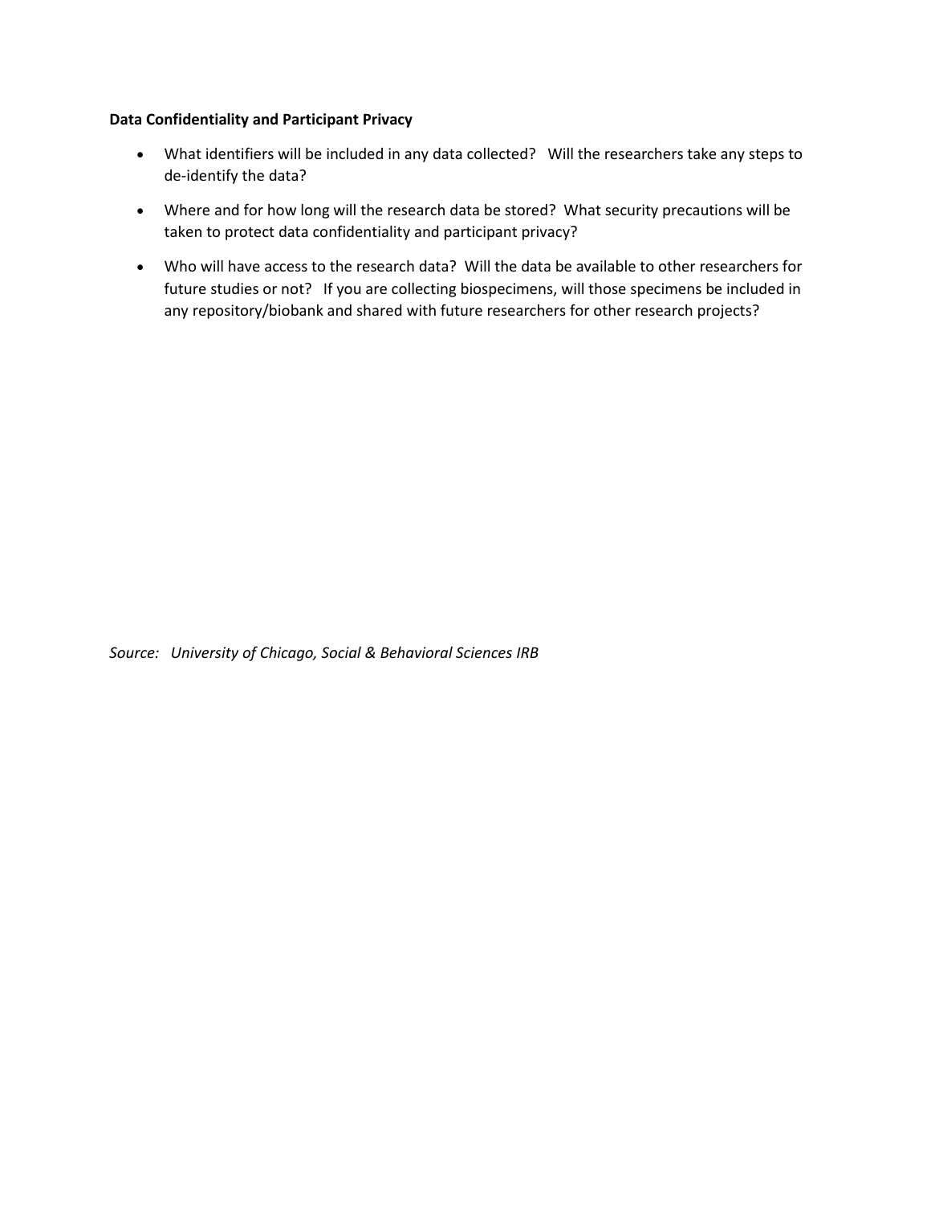**Data Confidentiality and Participant Privacy**

- What identifiers will be included in any data collected? Will the researchers take any steps to de-identify the data?
- Where and for how long will the research data be stored? What security precautions will be taken to protect data confidentiality and participant privacy?
- Who will have access to the research data? Will the data be available to other researchers for future studies or not? If you are collecting biospecimens, will those specimens be included in any repository/biobank and shared with future researchers for other research projects?

*Source: University of Chicago, Social & Behavioral Sciences IRB*